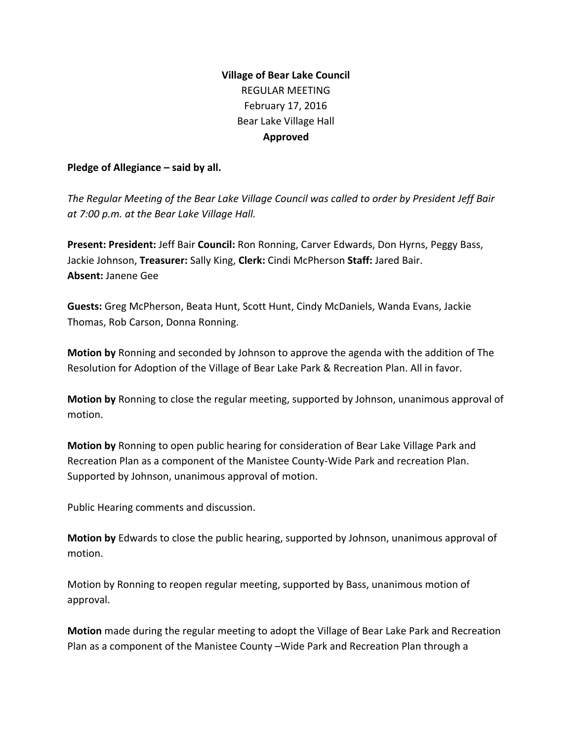**Village of Bear Lake Council**
REGULAR MEETING
February 17, 2016
Bear Lake Village Hall
**Approved**

**Pledge of Allegiance – said by all.**

*The Regular Meeting of the Bear Lake Village Council was called to order by President Jeff Bair at 7:00 p.m. at the Bear Lake Village Hall.*

**Present: President:** Jeff Bair **Council:** Ron Ronning, Carver Edwards, Don Hyrns, Peggy Bass, Jackie Johnson, **Treasurer:** Sally King, **Clerk:** Cindi McPherson **Staff:** Jared Bair.
**Absent:** Janene Gee

**Guests:** Greg McPherson, Beata Hunt, Scott Hunt, Cindy McDaniels, Wanda Evans, Jackie Thomas, Rob Carson, Donna Ronning.

**Motion by** Ronning and seconded by Johnson to approve the agenda with the addition of The Resolution for Adoption of the Village of Bear Lake Park & Recreation Plan. All in favor.

**Motion by** Ronning to close the regular meeting, supported by Johnson, unanimous approval of motion.

**Motion by** Ronning to open public hearing for consideration of Bear Lake Village Park and Recreation Plan as a component of the Manistee County-Wide Park and recreation Plan. Supported by Johnson, unanimous approval of motion.

Public Hearing comments and discussion.

**Motion by** Edwards to close the public hearing, supported by Johnson, unanimous approval of motion.

Motion by Ronning to reopen regular meeting, supported by Bass, unanimous motion of approval.

**Motion** made during the regular meeting to adopt the Village of Bear Lake Park and Recreation Plan as a component of the Manistee County –Wide Park and Recreation Plan through a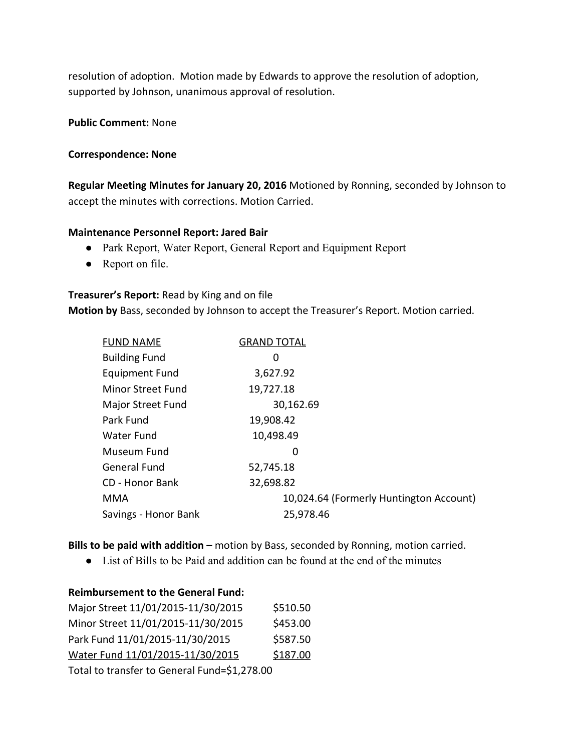resolution of adoption. Motion made by Edwards to approve the resolution of adoption, supported by Johnson, unanimous approval of resolution.

**Public Comment:** None

**Correspondence: None**

**Regular Meeting Minutes for January 20, 2016** Motioned by Ronning, seconded by Johnson to accept the minutes with corrections. Motion Carried.

**Maintenance Personnel Report: Jared Bair**

- Park Report, Water Report, General Report and Equipment Report
- Report on file.

**Treasurer's Report:** Read by King and on file

**Motion by** Bass, seconded by Johnson to accept the Treasurer's Report. Motion carried.

| FUND NAME | GRAND TOTAL |
|---|---|
| Building Fund | 0 |
| Equipment Fund | 3,627.92 |
| Minor Street Fund | 19,727.18 |
| Major Street Fund | 30,162.69 |
| Park Fund | 19,908.42 |
| Water Fund | 10,498.49 |
| Museum Fund | 0 |
| General Fund | 52,745.18 |
| CD - Honor Bank | 32,698.82 |
| MMA | 10,024.64 (Formerly Huntington Account) |
| Savings - Honor Bank | 25,978.46 |

**Bills to be paid with addition –** motion by Bass, seconded by Ronning, motion carried.

- List of Bills to be Paid and addition can be found at the end of the minutes

**Reimbursement to the General Fund:**

| | |
|---|---|
| Major Street 11/01/2015-11/30/2015 | $510.50 |
| Minor Street 11/01/2015-11/30/2015 | $453.00 |
| Park Fund 11/01/2015-11/30/2015 | $587.50 |
| Water Fund 11/01/2015-11/30/2015 | $187.00 |

Total to transfer to General Fund=$1,278.00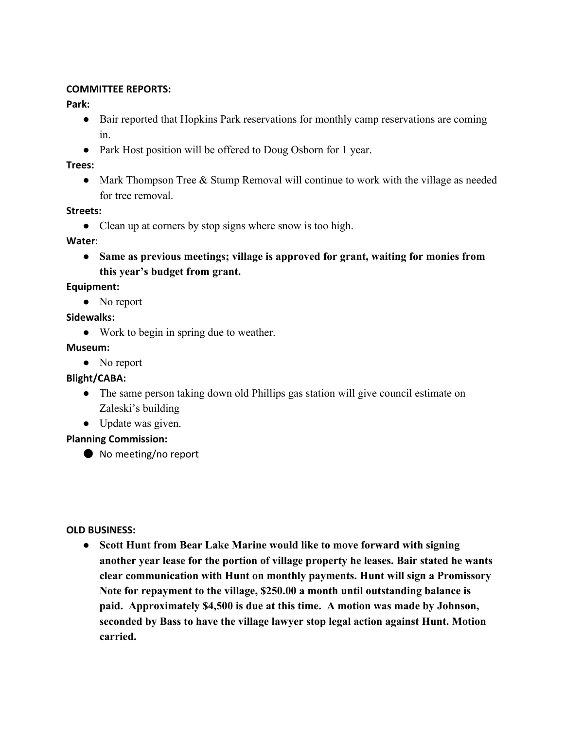**COMMITTEE REPORTS:**

**Park:**

- Bair reported that Hopkins Park reservations for monthly camp reservations are coming in.
- Park Host position will be offered to Doug Osborn for 1 year.

**Trees:**

- Mark Thompson Tree & Stump Removal will continue to work with the village as needed for tree removal.

**Streets:**

- Clean up at corners by stop signs where snow is too high.

**Water**:

- **Same as previous meetings; village is approved for grant, waiting for monies from this year's budget from grant.**

**Equipment:**

- No report

**Sidewalks:**

- Work to begin in spring due to weather.

**Museum:**

- No report

**Blight/CABA:**

- The same person taking down old Phillips gas station will give council estimate on Zaleski's building
- Update was given.

**Planning Commission:**

- No meeting/no report

**OLD BUSINESS:**

- **Scott Hunt from Bear Lake Marine would like to move forward with signing another year lease for the portion of village property he leases. Bair stated he wants clear communication with Hunt on monthly payments. Hunt will sign a Promissory Note for repayment to the village, $250.00 a month until outstanding balance is paid. Approximately $4,500 is due at this time. A motion was made by Johnson, seconded by Bass to have the village lawyer stop legal action against Hunt. Motion carried.**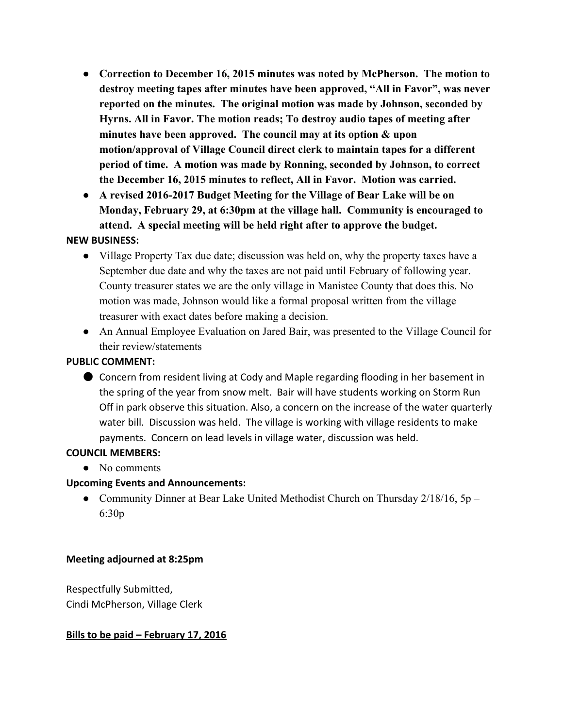- **Correction to December 16, 2015 minutes was noted by McPherson. The motion to destroy meeting tapes after minutes have been approved, "All in Favor", was never reported on the minutes. The original motion was made by Johnson, seconded by Hyrns. All in Favor. The motion reads; To destroy audio tapes of meeting after minutes have been approved. The council may at its option & upon motion/approval of Village Council direct clerk to maintain tapes for a different period of time. A motion was made by Ronning, seconded by Johnson, to correct the December 16, 2015 minutes to reflect, All in Favor. Motion was carried.**
- **A revised 2016-2017 Budget Meeting for the Village of Bear Lake will be on Monday, February 29, at 6:30pm at the village hall. Community is encouraged to attend. A special meeting will be held right after to approve the budget.**

**NEW BUSINESS:**

- Village Property Tax due date; discussion was held on, why the property taxes have a September due date and why the taxes are not paid until February of following year. County treasurer states we are the only village in Manistee County that does this. No motion was made, Johnson would like a formal proposal written from the village treasurer with exact dates before making a decision.
- An Annual Employee Evaluation on Jared Bair, was presented to the Village Council for their review/statements

**PUBLIC COMMENT:**

- Concern from resident living at Cody and Maple regarding flooding in her basement in the spring of the year from snow melt. Bair will have students working on Storm Run Off in park observe this situation. Also, a concern on the increase of the water quarterly water bill. Discussion was held. The village is working with village residents to make payments. Concern on lead levels in village water, discussion was held.

**COUNCIL MEMBERS:**

- No comments

**Upcoming Events and Announcements:**

- Community Dinner at Bear Lake United Methodist Church on Thursday 2/18/16, 5p – 6:30p

**Meeting adjourned at 8:25pm**

Respectfully Submitted,
Cindi McPherson, Village Clerk

**Bills to be paid – February 17, 2016**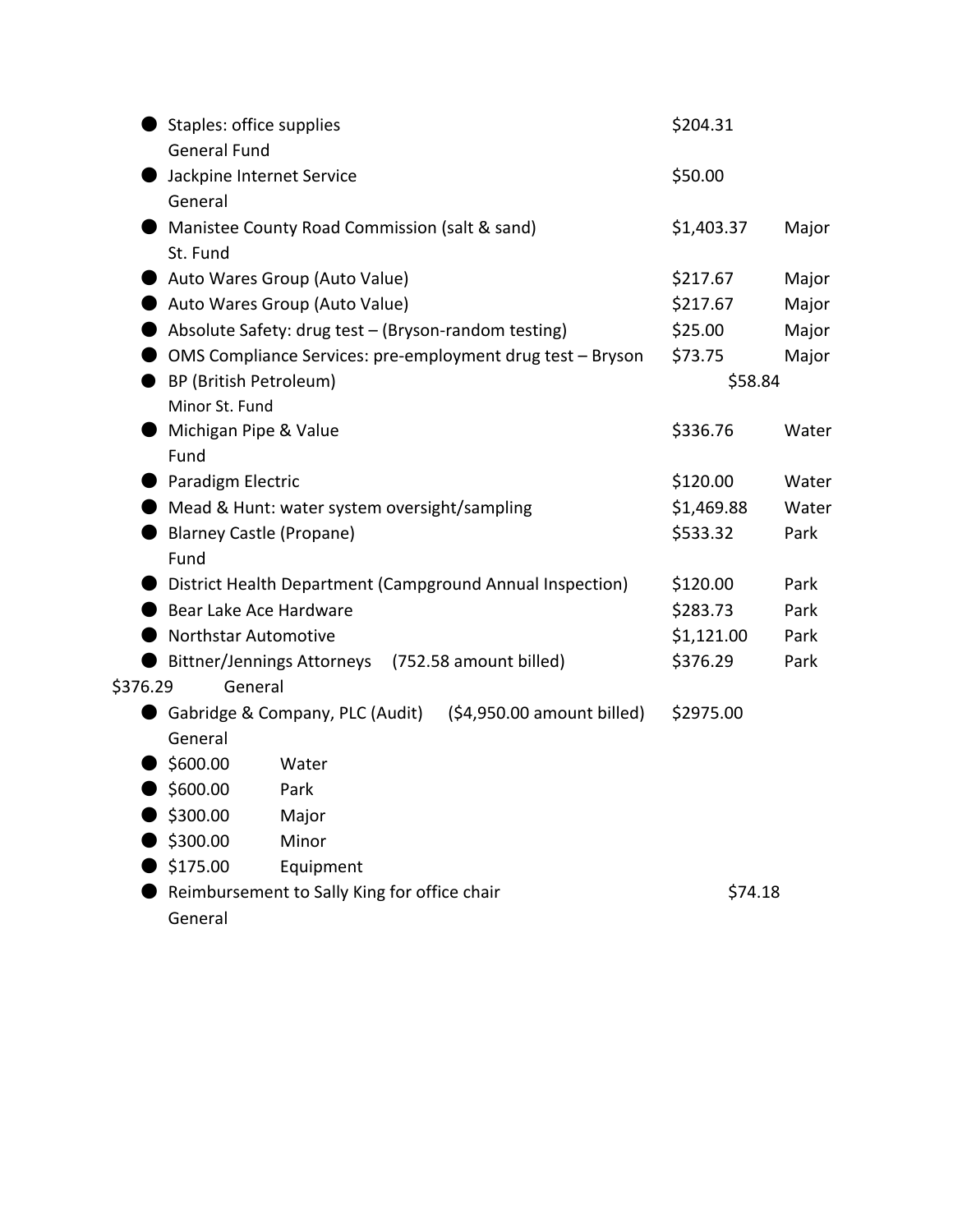- Staples: office supplies $204.31
  General Fund
- Jackpine Internet Service $50.00
  General
- Manistee County Road Commission (salt & sand) $1,403.37 Major
  St. Fund
- Auto Wares Group (Auto Value) $217.67 Major
- Auto Wares Group (Auto Value) $217.67 Major
- Absolute Safety: drug test – (Bryson-random testing) $25.00 Major
- OMS Compliance Services: pre-employment drug test – Bryson $73.75 Major
- BP (British Petroleum) $58.84
  Minor St. Fund
- Michigan Pipe & Value $336.76 Water
  Fund
- Paradigm Electric $120.00 Water
- Mead & Hunt: water system oversight/sampling $1,469.88 Water
- Blarney Castle (Propane) $533.32 Park
  Fund
- District Health Department (Campground Annual Inspection) $120.00 Park
- Bear Lake Ace Hardware $283.73 Park
- Northstar Automotive $1,121.00 Park
- Bittner/Jennings Attorneys (752.58 amount billed) $376.29 Park

$376.29 General

- Gabridge & Company, PLC (Audit) ($4,950.00 amount billed) $2975.00
  General
- $600.00 Water
- $600.00 Park
- $300.00 Major
- $300.00 Minor
- $175.00 Equipment
- Reimbursement to Sally King for office chair $74.18
  General